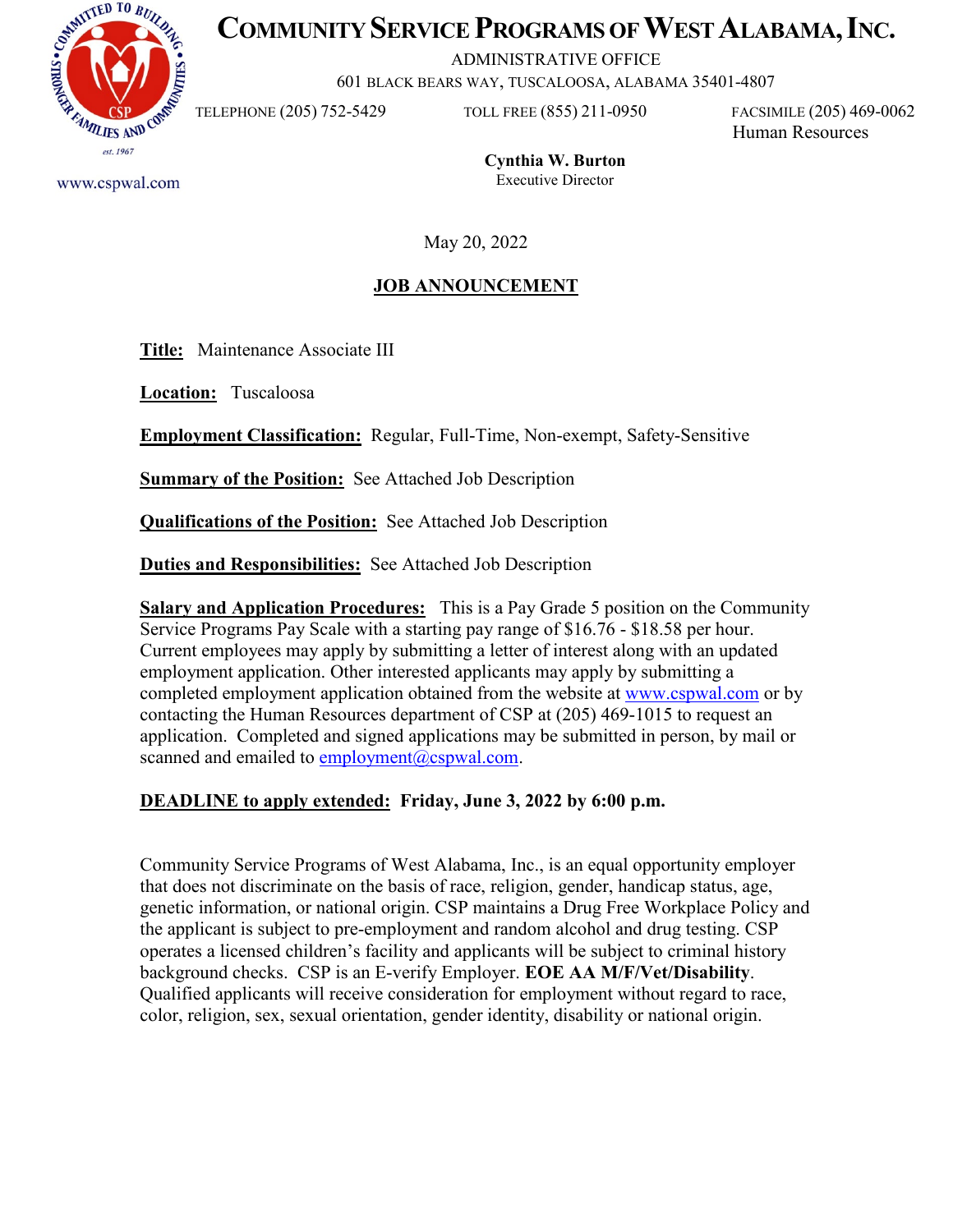# Community Service Programs of West Alabama, Inc.

ADMINISTRATIVE OFFICE
601 BLACK BEARS WAY, TUSCALOOSA, ALABAMA 35401-4807

TELEPHONE (205) 752-5429 TOLL FREE (855) 211-0950 FACSIMILE (205) 469-0062
Human Resources

www.cspwal.com

**Cynthia W. Burton**
Executive Director

May 20, 2022

## JOB ANNOUNCEMENT

**Title:** Maintenance Associate III

**Location:** Tuscaloosa

**Employment Classification:** Regular, Full-Time, Non-exempt, Safety-Sensitive

**Summary of the Position:** See Attached Job Description

**Qualifications of the Position:** See Attached Job Description

**Duties and Responsibilities:** See Attached Job Description

**Salary and Application Procedures:** This is a Pay Grade 5 position on the Community Service Programs Pay Scale with a starting pay range of $16.76 - $18.58 per hour. Current employees may apply by submitting a letter of interest along with an updated employment application. Other interested applicants may apply by submitting a completed employment application obtained from the website at www.cspwal.com or by contacting the Human Resources department of CSP at (205) 469-1015 to request an application. Completed and signed applications may be submitted in person, by mail or scanned and emailed to employment@cspwal.com.

**DEADLINE to apply extended: Friday, June 3, 2022 by 6:00 p.m.**

Community Service Programs of West Alabama, Inc., is an equal opportunity employer that does not discriminate on the basis of race, religion, gender, handicap status, age, genetic information, or national origin. CSP maintains a Drug Free Workplace Policy and the applicant is subject to pre-employment and random alcohol and drug testing. CSP operates a licensed children's facility and applicants will be subject to criminal history background checks. CSP is an E-verify Employer. **EOE AA M/F/Vet/Disability**. Qualified applicants will receive consideration for employment without regard to race, color, religion, sex, sexual orientation, gender identity, disability or national origin.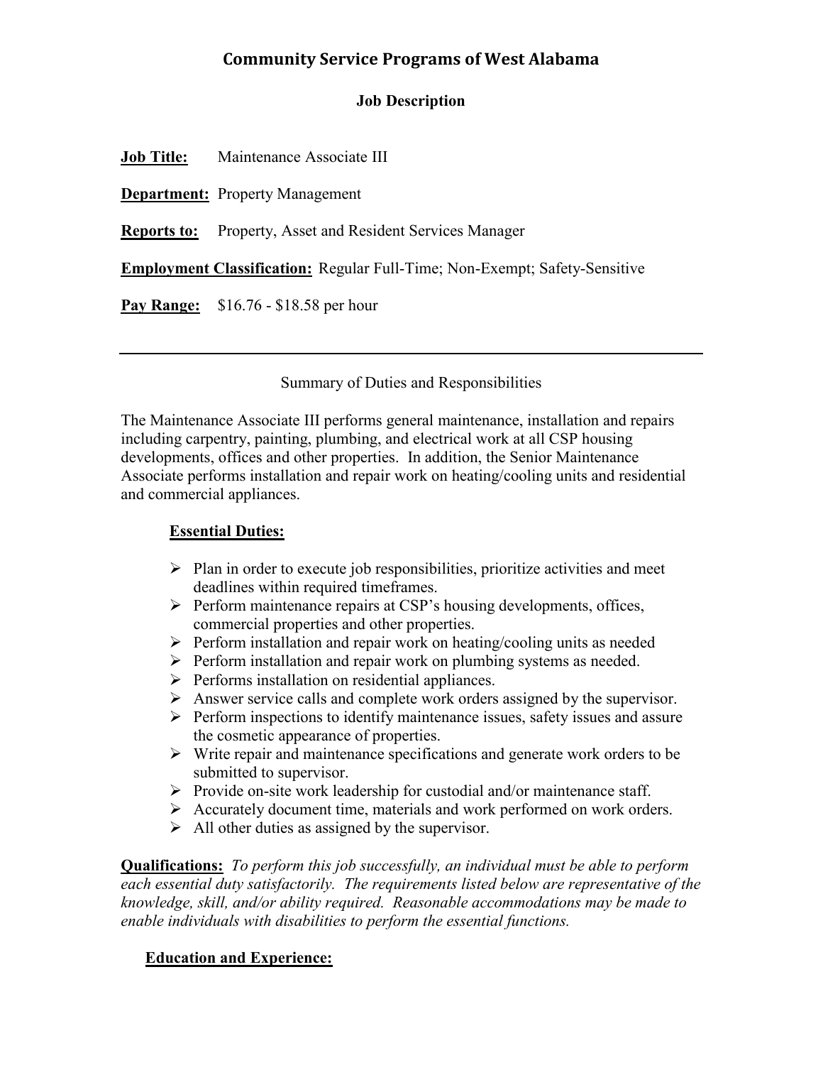# Community Service Programs of West Alabama

## Job Description

**Job Title:** Maintenance Associate III

**Department:** Property Management

**Reports to:** Property, Asset and Resident Services Manager

**Employment Classification:** Regular Full-Time; Non-Exempt; Safety-Sensitive

**Pay Range:** $16.76 - $18.58 per hour

---

Summary of Duties and Responsibilities

The Maintenance Associate III performs general maintenance, installation and repairs including carpentry, painting, plumbing, and electrical work at all CSP housing developments, offices and other properties. In addition, the Senior Maintenance Associate performs installation and repair work on heating/cooling units and residential and commercial appliances.

**Essential Duties:**

- Plan in order to execute job responsibilities, prioritize activities and meet deadlines within required timeframes.
- Perform maintenance repairs at CSP's housing developments, offices, commercial properties and other properties.
- Perform installation and repair work on heating/cooling units as needed
- Perform installation and repair work on plumbing systems as needed.
- Performs installation on residential appliances.
- Answer service calls and complete work orders assigned by the supervisor.
- Perform inspections to identify maintenance issues, safety issues and assure the cosmetic appearance of properties.
- Write repair and maintenance specifications and generate work orders to be submitted to supervisor.
- Provide on-site work leadership for custodial and/or maintenance staff.
- Accurately document time, materials and work performed on work orders.
- All other duties as assigned by the supervisor.

**Qualifications:** *To perform this job successfully, an individual must be able to perform each essential duty satisfactorily. The requirements listed below are representative of the knowledge, skill, and/or ability required. Reasonable accommodations may be made to enable individuals with disabilities to perform the essential functions.*

**Education and Experience:**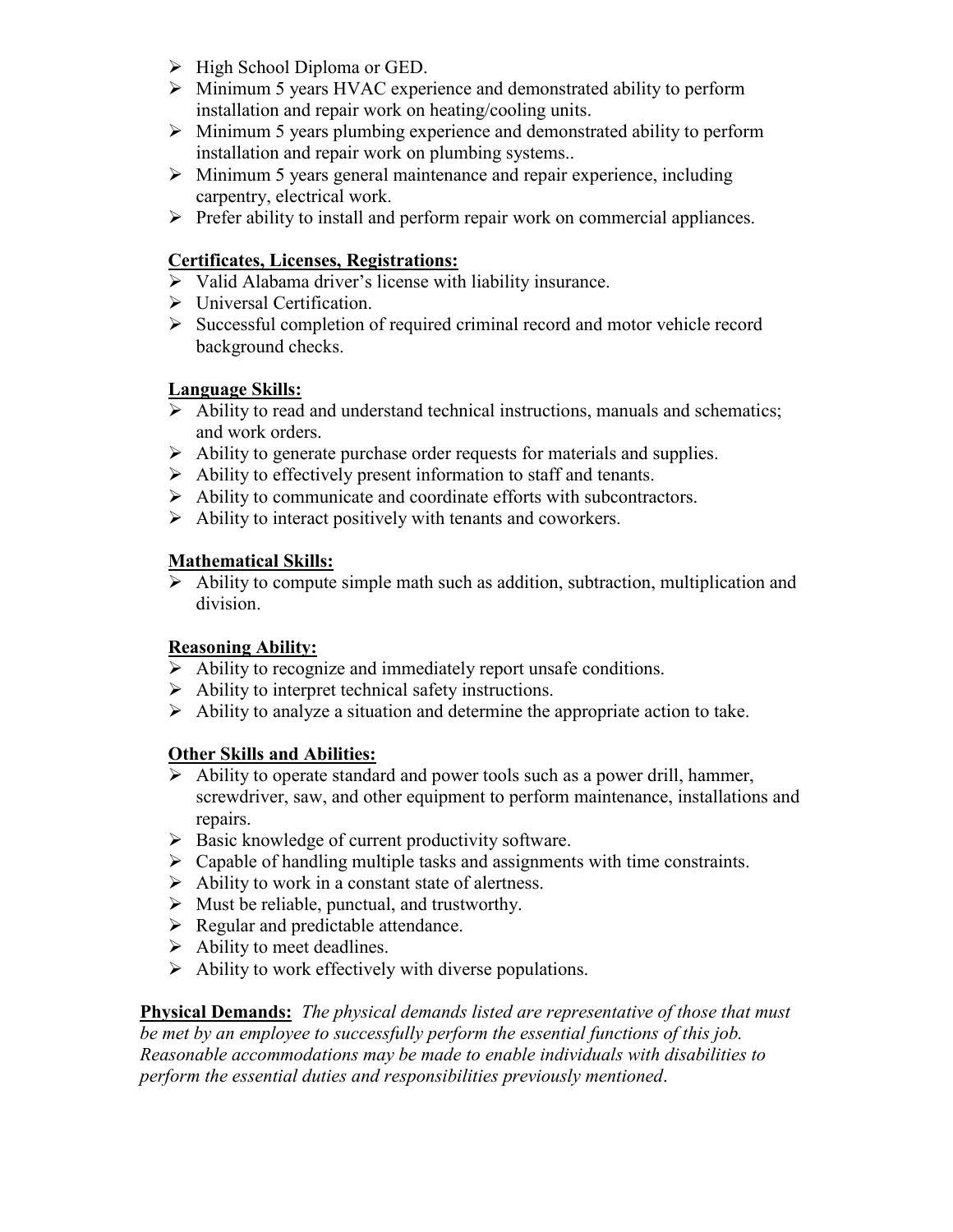- High School Diploma or GED.
- Minimum 5 years HVAC experience and demonstrated ability to perform installation and repair work on heating/cooling units.
- Minimum 5 years plumbing experience and demonstrated ability to perform installation and repair work on plumbing systems..
- Minimum 5 years general maintenance and repair experience, including carpentry, electrical work.
- Prefer ability to install and perform repair work on commercial appliances.

**Certificates, Licenses, Registrations:**

- Valid Alabama driver's license with liability insurance.
- Universal Certification.
- Successful completion of required criminal record and motor vehicle record background checks.

**Language Skills:**

- Ability to read and understand technical instructions, manuals and schematics; and work orders.
- Ability to generate purchase order requests for materials and supplies.
- Ability to effectively present information to staff and tenants.
- Ability to communicate and coordinate efforts with subcontractors.
- Ability to interact positively with tenants and coworkers.

**Mathematical Skills:**

- Ability to compute simple math such as addition, subtraction, multiplication and division.

**Reasoning Ability:**

- Ability to recognize and immediately report unsafe conditions.
- Ability to interpret technical safety instructions.
- Ability to analyze a situation and determine the appropriate action to take.

**Other Skills and Abilities:**

- Ability to operate standard and power tools such as a power drill, hammer, screwdriver, saw, and other equipment to perform maintenance, installations and repairs.
- Basic knowledge of current productivity software.
- Capable of handling multiple tasks and assignments with time constraints.
- Ability to work in a constant state of alertness.
- Must be reliable, punctual, and trustworthy.
- Regular and predictable attendance.
- Ability to meet deadlines.
- Ability to work effectively with diverse populations.

**Physical Demands:** *The physical demands listed are representative of those that must be met by an employee to successfully perform the essential functions of this job. Reasonable accommodations may be made to enable individuals with disabilities to perform the essential duties and responsibilities previously mentioned*.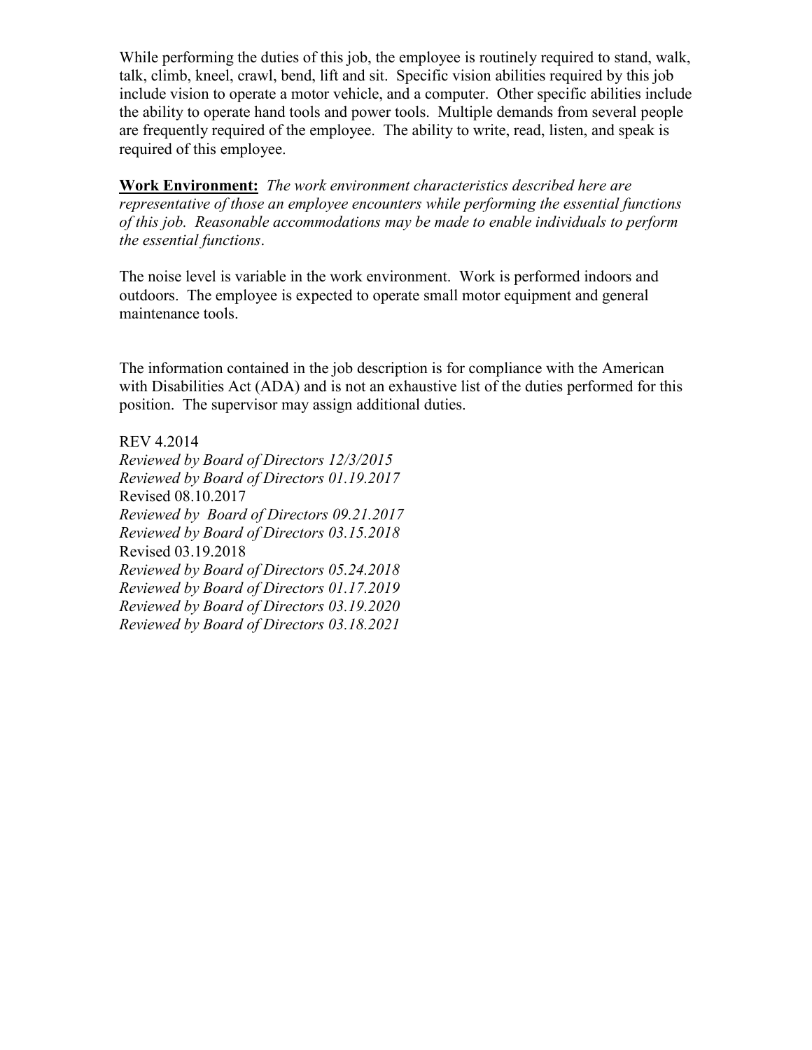While performing the duties of this job, the employee is routinely required to stand, walk, talk, climb, kneel, crawl, bend, lift and sit. Specific vision abilities required by this job include vision to operate a motor vehicle, and a computer. Other specific abilities include the ability to operate hand tools and power tools. Multiple demands from several people are frequently required of the employee. The ability to write, read, listen, and speak is required of this employee.

**Work Environment:** *The work environment characteristics described here are representative of those an employee encounters while performing the essential functions of this job. Reasonable accommodations may be made to enable individuals to perform the essential functions*.

The noise level is variable in the work environment. Work is performed indoors and outdoors. The employee is expected to operate small motor equipment and general maintenance tools.

The information contained in the job description is for compliance with the American with Disabilities Act (ADA) and is not an exhaustive list of the duties performed for this position. The supervisor may assign additional duties.

REV 4.2014
*Reviewed by Board of Directors 12/3/2015*
*Reviewed by Board of Directors 01.19.2017*
Revised 08.10.2017
*Reviewed by Board of Directors 09.21.2017*
*Reviewed by Board of Directors 03.15.2018*
Revised 03.19.2018
*Reviewed by Board of Directors 05.24.2018*
*Reviewed by Board of Directors 01.17.2019*
*Reviewed by Board of Directors 03.19.2020*
*Reviewed by Board of Directors 03.18.2021*